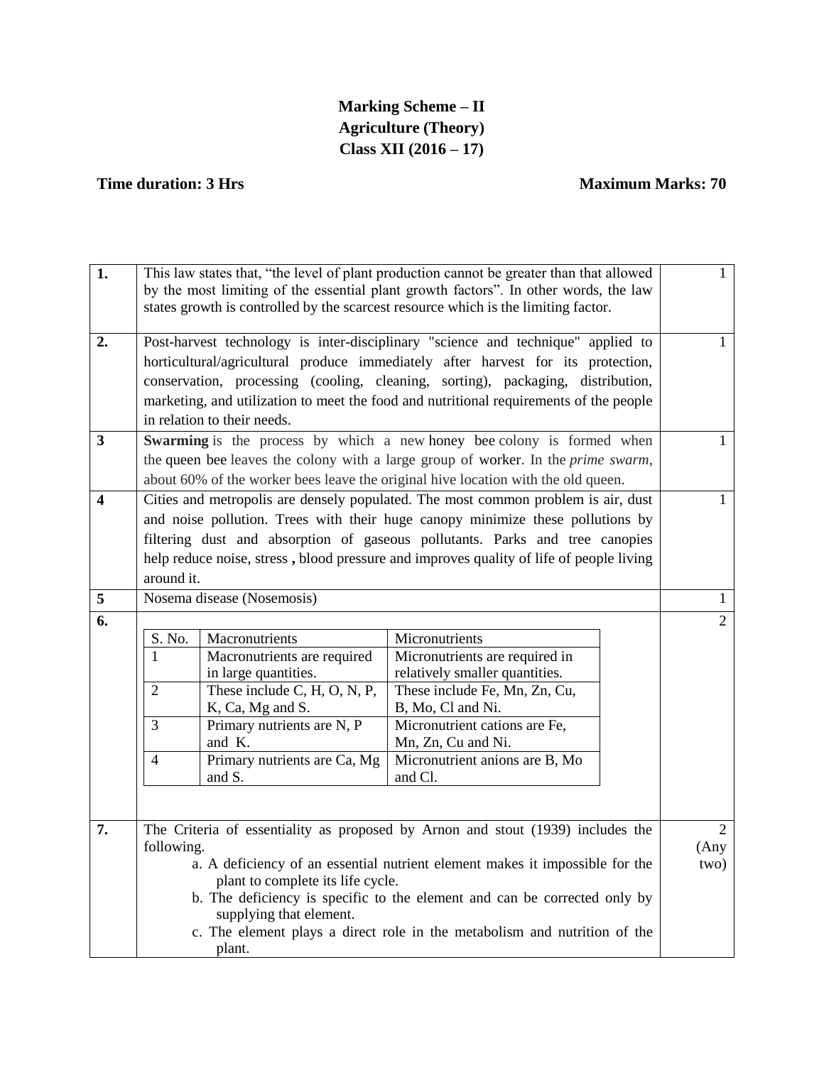# Marking Scheme – II
# Agriculture (Theory)
# Class XII (2016 – 17)

**Time duration: 3 Hrs** **Maximum Marks: 70**

| | | |
|---|---|---|
| **1.** | This law states that, "the level of plant production cannot be greater than that allowed by the most limiting of the essential plant growth factors". In other words, the law states growth is controlled by the scarcest resource which is the limiting factor. | 1 |
| **2.** | Post-harvest technology is inter-disciplinary "science and technique" applied to horticultural/agricultural produce immediately after harvest for its protection, conservation, processing (cooling, cleaning, sorting), packaging, distribution, marketing, and utilization to meet the food and nutritional requirements of the people in relation to their needs. | 1 |
| **3** | **Swarming** is the process by which a new honey bee colony is formed when the queen bee leaves the colony with a large group of worker. In the *prime swarm*, about 60% of the worker bees leave the original hive location with the old queen. | 1 |
| **4** | Cities and metropolis are densely populated. The most common problem is air, dust and noise pollution. Trees with their huge canopy minimize these pollutions by filtering dust and absorption of gaseous pollutants. Parks and tree canopies help reduce noise, stress **,** blood pressure and improves quality of life of people living around it. | 1 |
| **5** | Nosema disease (Nosemosis) | 1 |
| **6.** | (see table below) | 2 |

| S. No. | Macronutrients | Micronutrients |
|---|---|---|
| 1 | Macronutrients are required in large quantities. | Micronutrients are required in relatively smaller quantities. |
| 2 | These include C, H, O, N, P, K, Ca, Mg and S. | These include Fe, Mn, Zn, Cu, B, Mo, Cl and Ni. |
| 3 | Primary nutrients are N, P and K. | Micronutrient cations are Fe, Mn, Zn, Cu and Ni. |
| 4 | Primary nutrients are Ca, Mg and S. | Micronutrient anions are B, Mo and Cl. |

| | | |
|---|---|---|
| **7.** | The Criteria of essentiality as proposed by Arnon and stout (1939) includes the following.<br>a. A deficiency of an essential nutrient element makes it impossible for the plant to complete its life cycle.<br>b. The deficiency is specific to the element and can be corrected only by supplying that element.<br>c. The element plays a direct role in the metabolism and nutrition of the plant. | 2 (Any two) |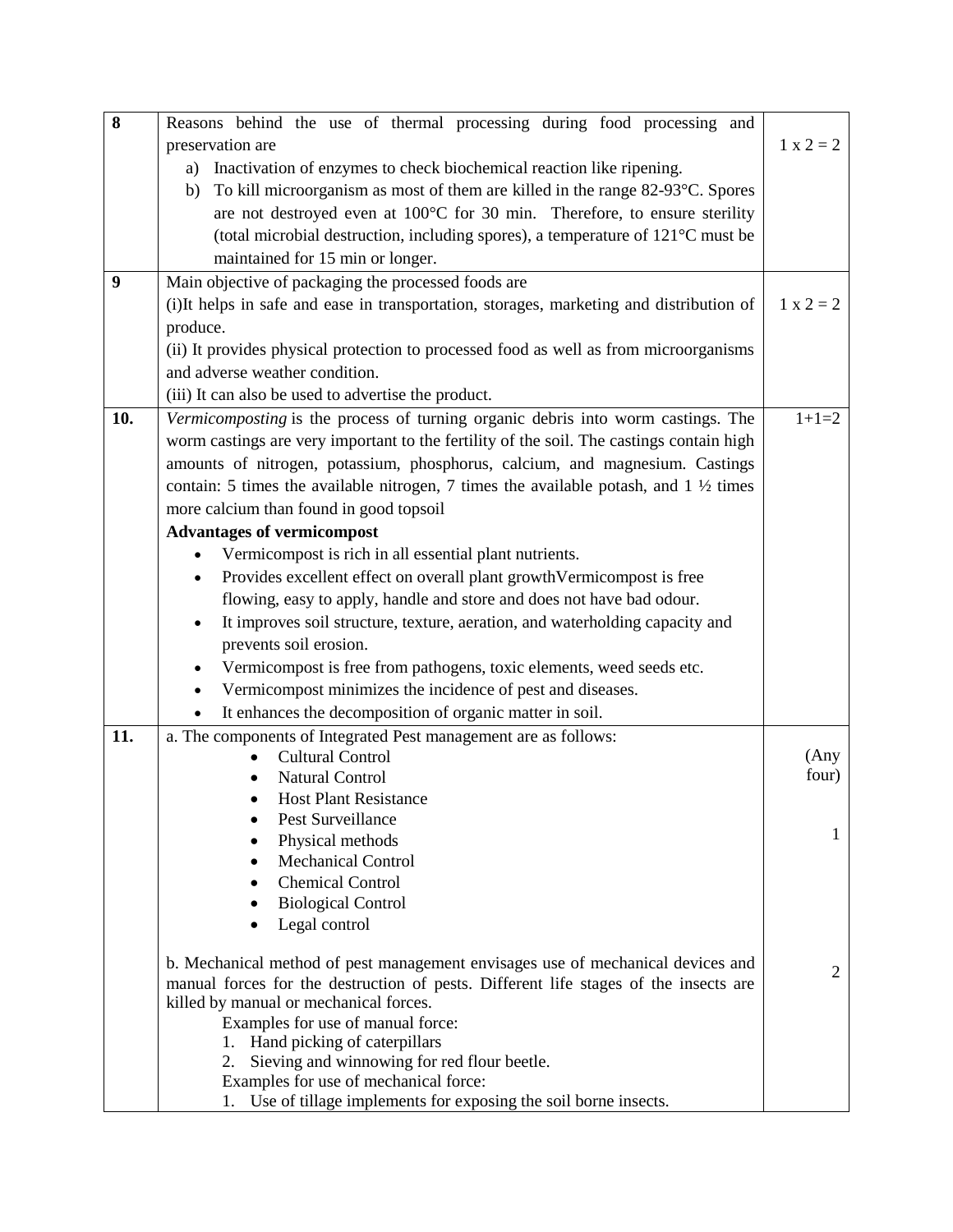| | | |
|---|---|---|
| **8** | Reasons behind the use of thermal processing during food processing and preservation are<br>a) Inactivation of enzymes to check biochemical reaction like ripening.<br>b) To kill microorganism as most of them are killed in the range 82-93°C. Spores are not destroyed even at 100°C for 30 min. Therefore, to ensure sterility (total microbial destruction, including spores), a temperature of 121°C must be maintained for 15 min or longer. | 1 x 2 = 2 |
| **9** | Main objective of packaging the processed foods are<br>(i)It helps in safe and ease in transportation, storages, marketing and distribution of produce.<br>(ii) It provides physical protection to processed food as well as from microorganisms and adverse weather condition.<br>(iii) It can also be used to advertise the product. | 1 x 2 = 2 |
| **10.** | *Vermicomposting* is the process of turning organic debris into worm castings. The worm castings are very important to the fertility of the soil. The castings contain high amounts of nitrogen, potassium, phosphorus, calcium, and magnesium. Castings contain: 5 times the available nitrogen, 7 times the available potash, and 1 ½ times more calcium than found in good topsoil<br>**Advantages of vermicompost**<br>• Vermicompost is rich in all essential plant nutrients.<br>• Provides excellent effect on overall plant growthVermicompost is free flowing, easy to apply, handle and store and does not have bad odour.<br>• It improves soil structure, texture, aeration, and waterholding capacity and prevents soil erosion.<br>• Vermicompost is free from pathogens, toxic elements, weed seeds etc.<br>• Vermicompost minimizes the incidence of pest and diseases.<br>• It enhances the decomposition of organic matter in soil. | 1+1=2 |
| **11.** | a. The components of Integrated Pest management are as follows:<br>• Cultural Control<br>• Natural Control<br>• Host Plant Resistance<br>• Pest Surveillance<br>• Physical methods<br>• Mechanical Control<br>• Chemical Control<br>• Biological Control<br>• Legal control<br><br>b. Mechanical method of pest management envisages use of mechanical devices and manual forces for the destruction of pests. Different life stages of the insects are killed by manual or mechanical forces.<br>Examples for use of manual force:<br>1. Hand picking of caterpillars<br>2. Sieving and winnowing for red flour beetle.<br>Examples for use of mechanical force:<br>1. Use of tillage implements for exposing the soil borne insects. | (Any four)<br><br>1<br><br><br><br><br><br>2 |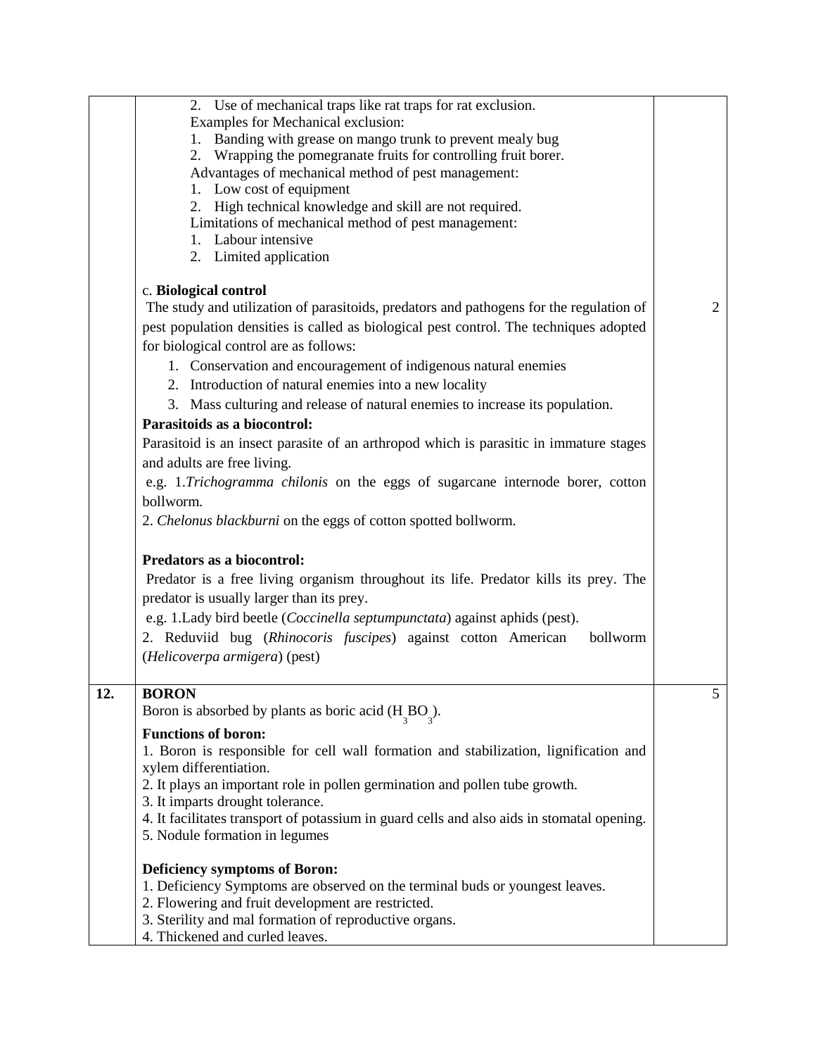| | | |
|---|---|---|
| | 2. Use of mechanical traps like rat traps for rat exclusion.<br>Examples for Mechanical exclusion:<br>1. Banding with grease on mango trunk to prevent mealy bug<br>2. Wrapping the pomegranate fruits for controlling fruit borer.<br>Advantages of mechanical method of pest management:<br>1. Low cost of equipment<br>2. High technical knowledge and skill are not required.<br>Limitations of mechanical method of pest management:<br>1. Labour intensive<br>2. Limited application<br><br>c. **Biological control**<br>The study and utilization of parasitoids, predators and pathogens for the regulation of pest population densities is called as biological pest control. The techniques adopted for biological control are as follows:<br>1. Conservation and encouragement of indigenous natural enemies<br>2. Introduction of natural enemies into a new locality<br>3. Mass culturing and release of natural enemies to increase its population.<br>**Parasitoids as a biocontrol:**<br>Parasitoid is an insect parasite of an arthropod which is parasitic in immature stages and adults are free living.<br>e.g. 1. *Trichogramma chilonis* on the eggs of sugarcane internode borer, cotton bollworm.<br>2. *Chelonus blackburni* on the eggs of cotton spotted bollworm.<br><br>**Predators as a biocontrol:**<br>Predator is a free living organism throughout its life. Predator kills its prey. The predator is usually larger than its prey.<br>e.g. 1. Lady bird beetle (*Coccinella septumpunctata*) against aphids (pest).<br>2. Reduviid bug (*Rhinocoris fuscipes*) against cotton American bollworm (*Helicoverpa armigera*) (pest) | 2 |
| **12.** | **BORON**<br>Boron is absorbed by plants as boric acid ($H_3BO_3$).<br>**Functions of boron:**<br>1. Boron is responsible for cell wall formation and stabilization, lignification and xylem differentiation.<br>2. It plays an important role in pollen germination and pollen tube growth.<br>3. It imparts drought tolerance.<br>4. It facilitates transport of potassium in guard cells and also aids in stomatal opening.<br>5. Nodule formation in legumes<br><br>**Deficiency symptoms of Boron:**<br>1. Deficiency Symptoms are observed on the terminal buds or youngest leaves.<br>2. Flowering and fruit development are restricted.<br>3. Sterility and mal formation of reproductive organs.<br>4. Thickened and curled leaves. | 5 |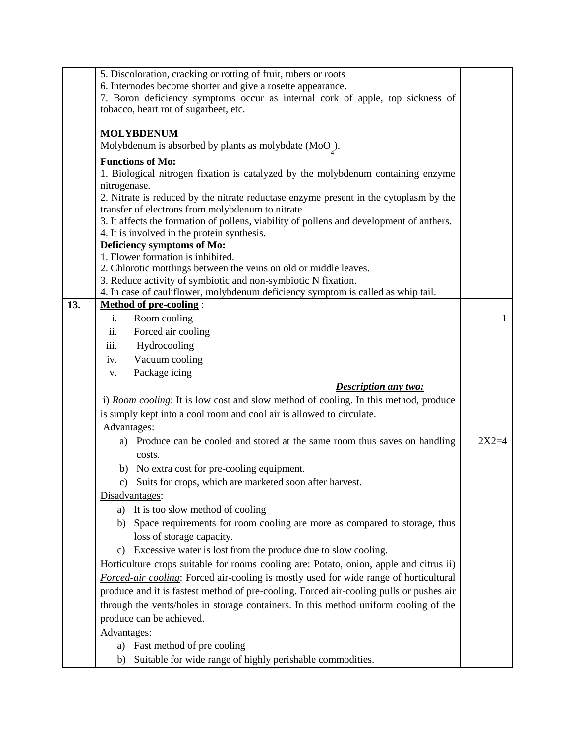| | | |
|---|---|---|
| | 5. Discoloration, cracking or rotting of fruit, tubers or roots<br>6. Internodes become shorter and give a rosette appearance.<br>7. Boron deficiency symptoms occur as internal cork of apple, top sickness of tobacco, heart rot of sugarbeet, etc.<br><br>**MOLYBDENUM**<br>Molybdenum is absorbed by plants as molybdate ($MoO_4$).<br>**Functions of Mo:**<br>1. Biological nitrogen fixation is catalyzed by the molybdenum containing enzyme nitrogenase.<br>2. Nitrate is reduced by the nitrate reductase enzyme present in the cytoplasm by the transfer of electrons from molybdenum to nitrate<br>3. It affects the formation of pollens, viability of pollens and development of anthers.<br>4. It is involved in the protein synthesis.<br>**Deficiency symptoms of Mo:**<br>1. Flower formation is inhibited.<br>2. Chlorotic mottlings between the veins on old or middle leaves.<br>3. Reduce activity of symbiotic and non-symbiotic N fixation.<br>4. In case of cauliflower, molybdenum deficiency symptom is called as whip tail. | |
| **13.** | **<u>Method of pre-cooling</u>** :<br>i. Room cooling<br>ii. Forced air cooling<br>iii. Hydrocooling<br>iv. Vacuum cooling<br>v. Package icing<br>***<u>Description any two:</u>***<br>i) *<u>Room cooling</u>*: It is low cost and slow method of cooling. In this method, produce is simply kept into a cool room and cool air is allowed to circulate.<br><u>Advantages</u>:<br>a) Produce can be cooled and stored at the same room thus saves on handling costs.<br>b) No extra cost for pre-cooling equipment.<br>c) Suits for crops, which are marketed soon after harvest.<br><u>Disadvantages</u>:<br>a) It is too slow method of cooling<br>b) Space requirements for room cooling are more as compared to storage, thus loss of storage capacity.<br>c) Excessive water is lost from the produce due to slow cooling.<br>Horticulture crops suitable for rooms cooling are: Potato, onion, apple and citrus ii) *<u>Forced-air cooling</u>*: Forced air-cooling is mostly used for wide range of horticultural produce and it is fastest method of pre-cooling. Forced air-cooling pulls or pushes air through the vents/holes in storage containers. In this method uniform cooling of the produce can be achieved.<br><u>Advantages</u>:<br>a) Fast method of pre cooling<br>b) Suitable for wide range of highly perishable commodities. | 1<br><br><br><br><br><br><br><br><br><br><br>2X2=4 |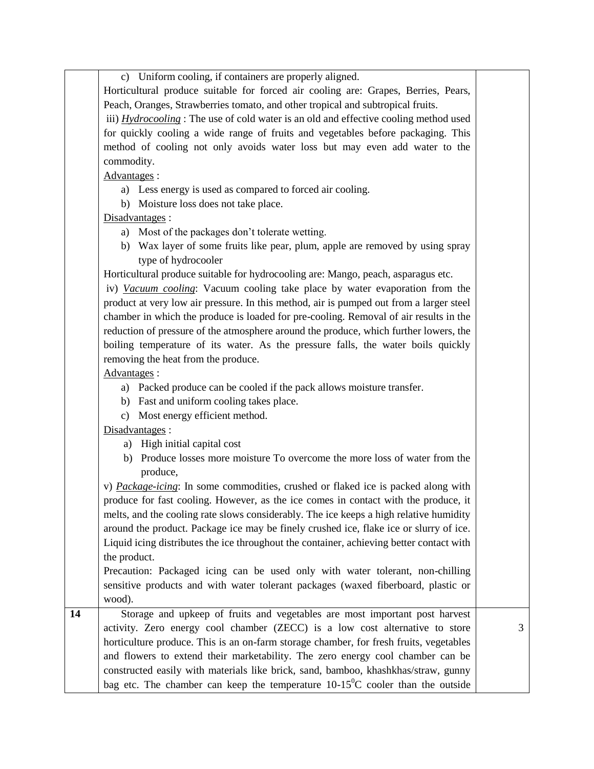c) Uniform cooling, if containers are properly aligned.

Horticultural produce suitable for forced air cooling are: Grapes, Berries, Pears, Peach, Oranges, Strawberries tomato, and other tropical and subtropical fruits.

iii) ***Hydrocooling*** : The use of cold water is an old and effective cooling method used for quickly cooling a wide range of fruits and vegetables before packaging. This method of cooling not only avoids water loss but may even add water to the commodity.

Advantages :

a) Less energy is used as compared to forced air cooling.
b) Moisture loss does not take place.

Disadvantages :

a) Most of the packages don't tolerate wetting.
b) Wax layer of some fruits like pear, plum, apple are removed by using spray type of hydrocooler

Horticultural produce suitable for hydrocooling are: Mango, peach, asparagus etc.

iv) ***Vacuum cooling***: Vacuum cooling take place by water evaporation from the product at very low air pressure. In this method, air is pumped out from a larger steel chamber in which the produce is loaded for pre-cooling. Removal of air results in the reduction of pressure of the atmosphere around the produce, which further lowers, the boiling temperature of its water. As the pressure falls, the water boils quickly removing the heat from the produce.

Advantages :

a) Packed produce can be cooled if the pack allows moisture transfer.
b) Fast and uniform cooling takes place.
c) Most energy efficient method.

Disadvantages :

a) High initial capital cost
b) Produce losses more moisture To overcome the more loss of water from the produce,

v) ***Package-icing***: In some commodities, crushed or flaked ice is packed along with produce for fast cooling. However, as the ice comes in contact with the produce, it melts, and the cooling rate slows considerably. The ice keeps a high relative humidity around the product. Package ice may be finely crushed ice, flake ice or slurry of ice. Liquid icing distributes the ice throughout the container, achieving better contact with the product.

Precaution: Packaged icing can be used only with water tolerant, non-chilling sensitive products and with water tolerant packages (waxed fiberboard, plastic or wood).

| 14 | Storage and upkeep of fruits and vegetables are most important post harvest activity. Zero energy cool chamber (ZECC) is a low cost alternative to store horticulture produce. This is an on-farm storage chamber, for fresh fruits, vegetables and flowers to extend their marketability. The zero energy cool chamber can be constructed easily with materials like brick, sand, bamboo, khashkhas/straw, gunny bag etc. The chamber can keep the temperature 10-15$^0$C cooler than the outside | 3 |
|---|---|---|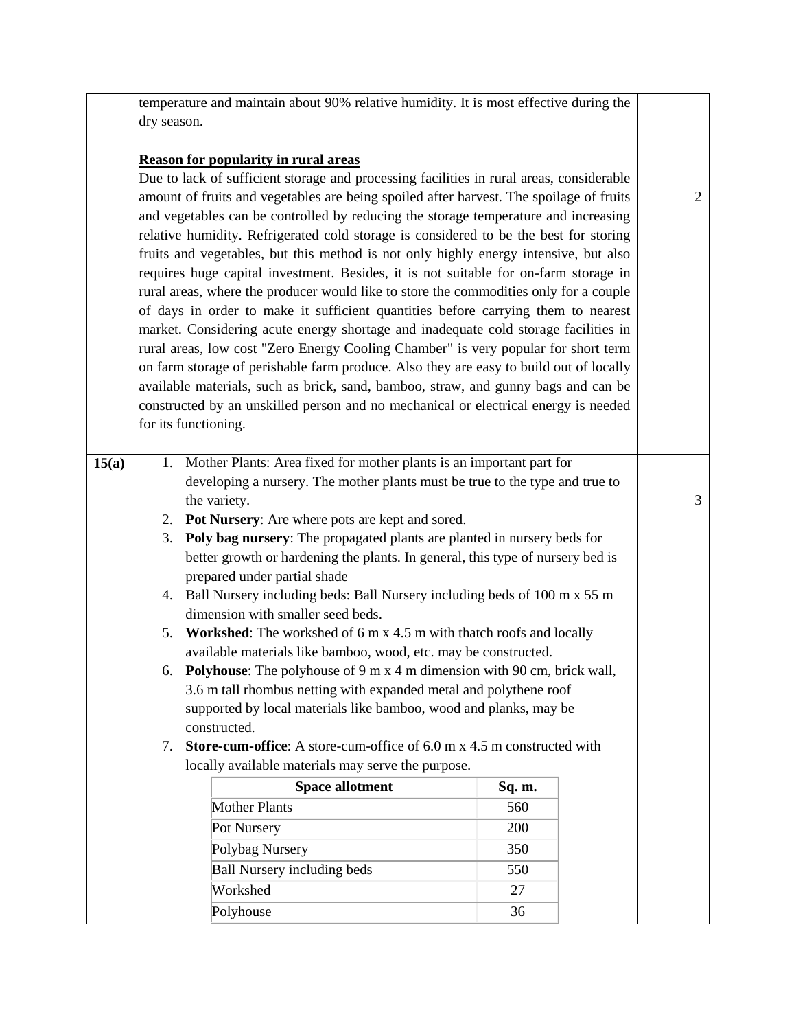temperature and maintain about 90% relative humidity. It is most effective during the dry season.

**Reason for popularity in rural areas**

Due to lack of sufficient storage and processing facilities in rural areas, considerable amount of fruits and vegetables are being spoiled after harvest. The spoilage of fruits and vegetables can be controlled by reducing the storage temperature and increasing relative humidity. Refrigerated cold storage is considered to be the best for storing fruits and vegetables, but this method is not only highly energy intensive, but also requires huge capital investment. Besides, it is not suitable for on-farm storage in rural areas, where the producer would like to store the commodities only for a couple of days in order to make it sufficient quantities before carrying them to nearest market. Considering acute energy shortage and inadequate cold storage facilities in rural areas, low cost "Zero Energy Cooling Chamber" is very popular for short term on farm storage of perishable farm produce. Also they are easy to build out of locally available materials, such as brick, sand, bamboo, straw, and gunny bags and can be constructed by an unskilled person and no mechanical or electrical energy is needed for its functioning.

2

**15(a)**

1. Mother Plants: Area fixed for mother plants is an important part for developing a nursery. The mother plants must be true to the type and true to the variety.
2. **Pot Nursery**: Are where pots are kept and sored.
3. **Poly bag nursery**: The propagated plants are planted in nursery beds for better growth or hardening the plants. In general, this type of nursery bed is prepared under partial shade
4. Ball Nursery including beds: Ball Nursery including beds of 100 m x 55 m dimension with smaller seed beds.
5. **Workshed**: The workshed of 6 m x 4.5 m with thatch roofs and locally available materials like bamboo, wood, etc. may be constructed.
6. **Polyhouse**: The polyhouse of 9 m x 4 m dimension with 90 cm, brick wall, 3.6 m tall rhombus netting with expanded metal and polythene roof supported by local materials like bamboo, wood and planks, may be constructed.
7. **Store-cum-office**: A store-cum-office of 6.0 m x 4.5 m constructed with locally available materials may serve the purpose.

| Space allotment | Sq. m. |
|---|---|
| Mother Plants | 560 |
| Pot Nursery | 200 |
| Polybag Nursery | 350 |
| Ball Nursery including beds | 550 |
| Workshed | 27 |
| Polyhouse | 36 |

3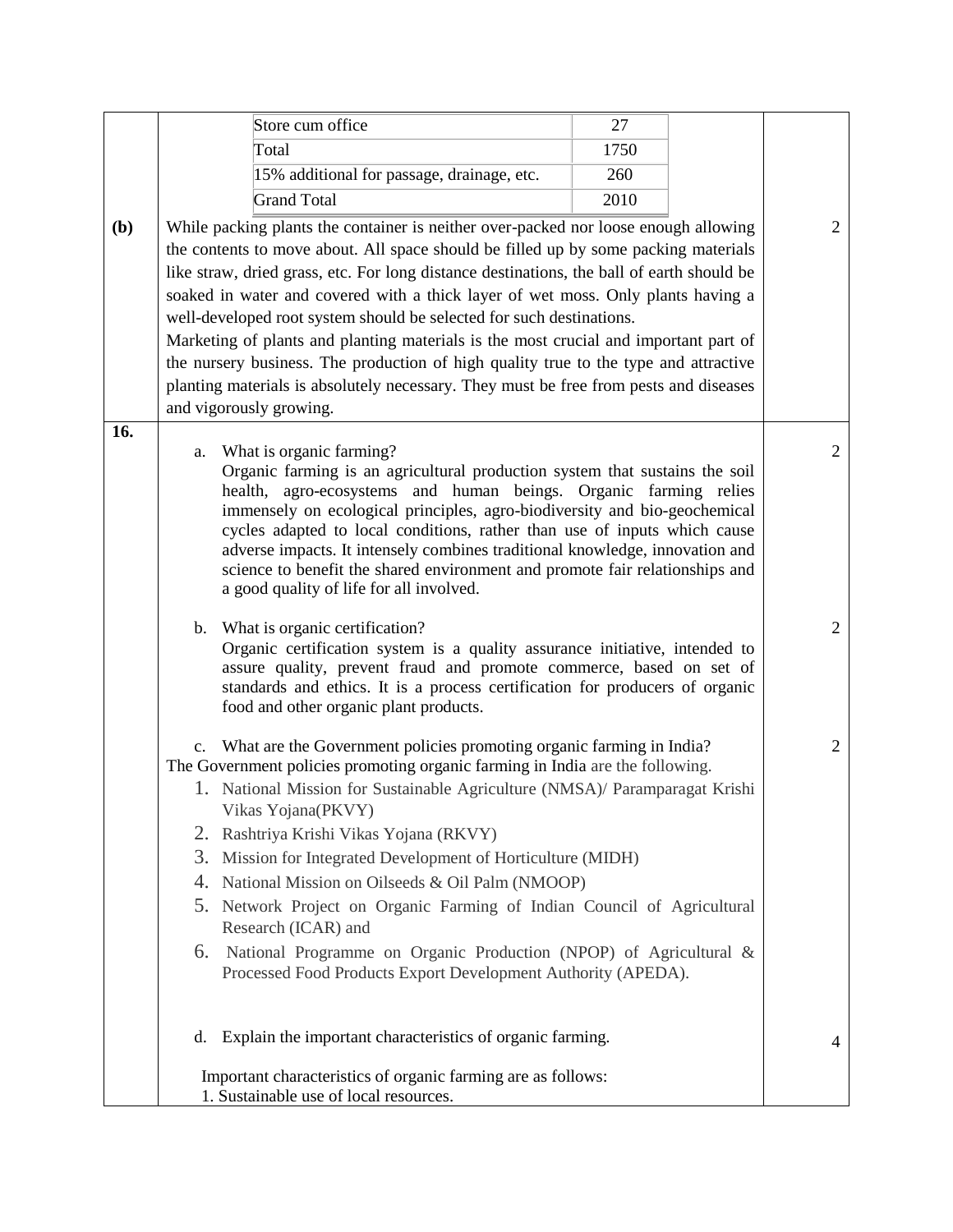| | | |
|---|---|---|
| Store cum office | 27 | |
| Total | 1750 | |
| 15% additional for passage, drainage, etc. | 260 | |
| Grand Total | 2010 | |

**(b)** While packing plants the container is neither over-packed nor loose enough allowing the contents to move about. All space should be filled up by some packing materials like straw, dried grass, etc. For long distance destinations, the ball of earth should be soaked in water and covered with a thick layer of wet moss. Only plants having a well-developed root system should be selected for such destinations.
Marketing of plants and planting materials is the most crucial and important part of the nursery business. The production of high quality true to the type and attractive planting materials is absolutely necessary. They must be free from pests and diseases and vigorously growing. — 2

**16.**

a. What is organic farming? — 2

Organic farming is an agricultural production system that sustains the soil health, agro-ecosystems and human beings. Organic farming relies immensely on ecological principles, agro-biodiversity and bio-geochemical cycles adapted to local conditions, rather than use of inputs which cause adverse impacts. It intensely combines traditional knowledge, innovation and science to benefit the shared environment and promote fair relationships and a good quality of life for all involved.

b. What is organic certification? — 2

Organic certification system is a quality assurance initiative, intended to assure quality, prevent fraud and promote commerce, based on set of standards and ethics. It is a process certification for producers of organic food and other organic plant products.

c. What are the Government policies promoting organic farming in India? — 2

The Government policies promoting organic farming in India are the following.

1. National Mission for Sustainable Agriculture (NMSA)/ Paramparagat Krishi Vikas Yojana(PKVY)
2. Rashtriya Krishi Vikas Yojana (RKVY)
3. Mission for Integrated Development of Horticulture (MIDH)
4. National Mission on Oilseeds & Oil Palm (NMOOP)
5. Network Project on Organic Farming of Indian Council of Agricultural Research (ICAR) and
6. National Programme on Organic Production (NPOP) of Agricultural & Processed Food Products Export Development Authority (APEDA).

d. Explain the important characteristics of organic farming. — 4

Important characteristics of organic farming are as follows:
1. Sustainable use of local resources.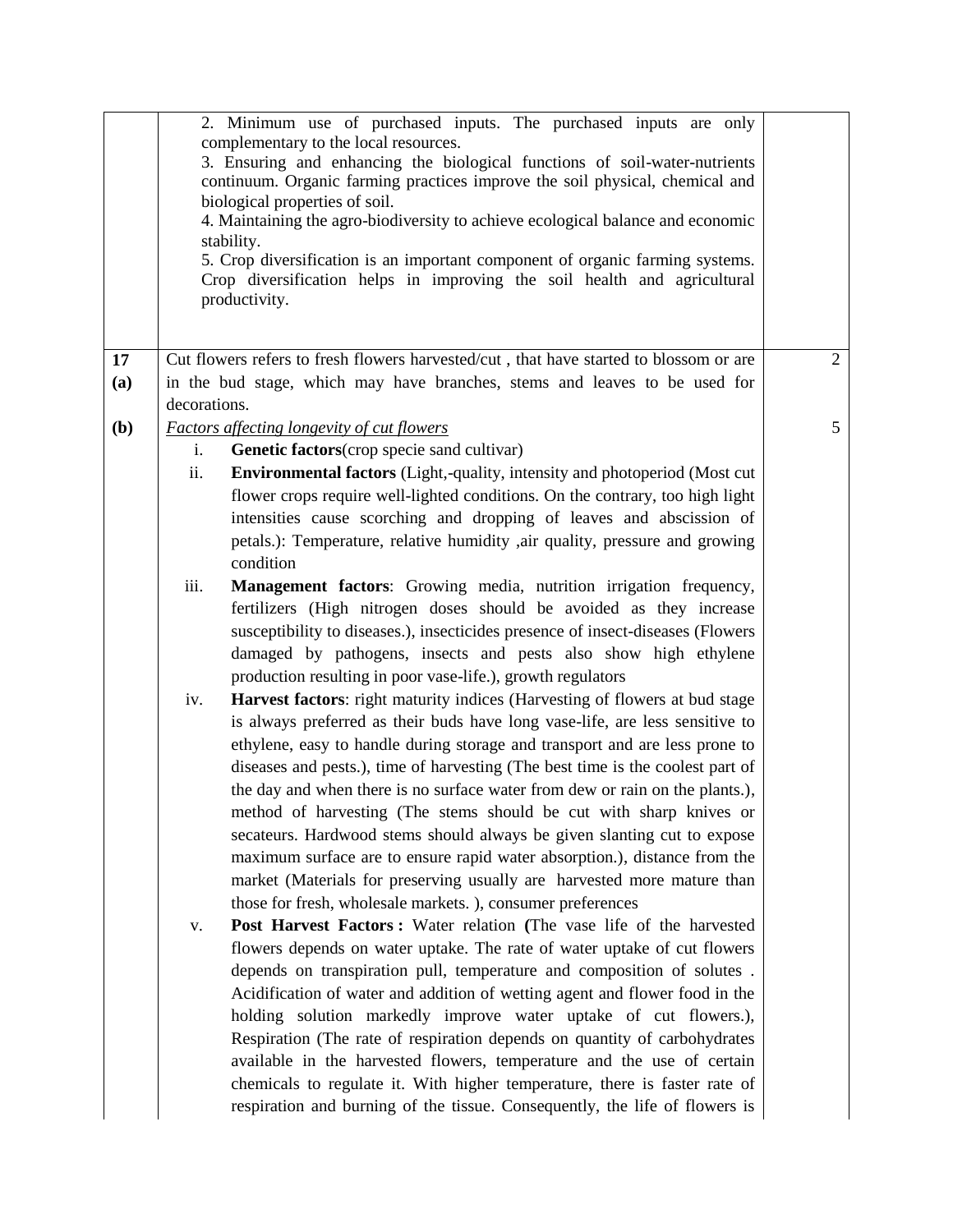| | | |
|---|---|---|
| | 2. Minimum use of purchased inputs. The purchased inputs are only complementary to the local resources.<br>3. Ensuring and enhancing the biological functions of soil-water-nutrients continuum. Organic farming practices improve the soil physical, chemical and biological properties of soil.<br>4. Maintaining the agro-biodiversity to achieve ecological balance and economic stability.<br>5. Crop diversification is an important component of organic farming systems. Crop diversification helps in improving the soil health and agricultural productivity. | |
| **17 (a)** | Cut flowers refers to fresh flowers harvested/cut , that have started to blossom or are in the bud stage, which may have branches, stems and leaves to be used for decorations. | 2 |
| **(b)** | *Factors affecting longevity of cut flowers*<br>i. **Genetic factors**(crop specie sand cultivar)<br>ii. **Environmental factors** (Light,-quality, intensity and photoperiod (Most cut flower crops require well-lighted conditions. On the contrary, too high light intensities cause scorching and dropping of leaves and abscission of petals.): Temperature, relative humidity ,air quality, pressure and growing condition<br>iii. **Management factors**: Growing media, nutrition irrigation frequency, fertilizers (High nitrogen doses should be avoided as they increase susceptibility to diseases.), insecticides presence of insect-diseases (Flowers damaged by pathogens, insects and pests also show high ethylene production resulting in poor vase-life.), growth regulators<br>iv. **Harvest factors**: right maturity indices (Harvesting of flowers at bud stage is always preferred as their buds have long vase-life, are less sensitive to ethylene, easy to handle during storage and transport and are less prone to diseases and pests.), time of harvesting (The best time is the coolest part of the day and when there is no surface water from dew or rain on the plants.), method of harvesting (The stems should be cut with sharp knives or secateurs. Hardwood stems should always be given slanting cut to expose maximum surface are to ensure rapid water absorption.), distance from the market (Materials for preserving usually are harvested more mature than those for fresh, wholesale markets. ), consumer preferences<br>v. **Post Harvest Factors :** Water relation **(**The vase life of the harvested flowers depends on water uptake. The rate of water uptake of cut flowers depends on transpiration pull, temperature and composition of solutes . Acidification of water and addition of wetting agent and flower food in the holding solution markedly improve water uptake of cut flowers.), Respiration (The rate of respiration depends on quantity of carbohydrates available in the harvested flowers, temperature and the use of certain chemicals to regulate it. With higher temperature, there is faster rate of respiration and burning of the tissue. Consequently, the life of flowers is | 5 |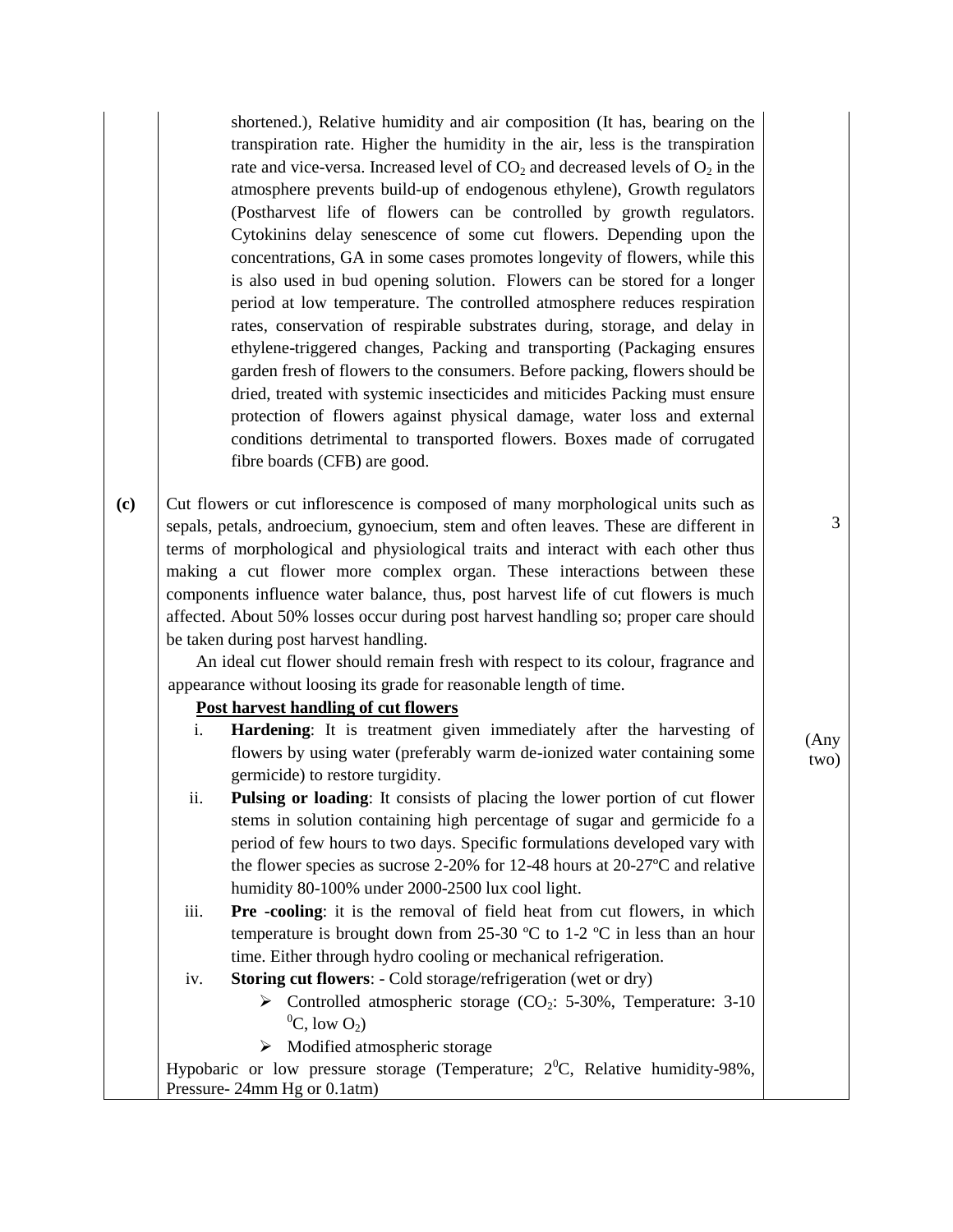shortened.), Relative humidity and air composition (It has, bearing on the transpiration rate. Higher the humidity in the air, less is the transpiration rate and vice-versa. Increased level of $CO_2$ and decreased levels of $O_2$ in the atmosphere prevents build-up of endogenous ethylene), Growth regulators (Postharvest life of flowers can be controlled by growth regulators. Cytokinins delay senescence of some cut flowers. Depending upon the concentrations, GA in some cases promotes longevity of flowers, while this is also used in bud opening solution. Flowers can be stored for a longer period at low temperature. The controlled atmosphere reduces respiration rates, conservation of respirable substrates during, storage, and delay in ethylene-triggered changes, Packing and transporting (Packaging ensures garden fresh of flowers to the consumers. Before packing, flowers should be dried, treated with systemic insecticides and miticides Packing must ensure protection of flowers against physical damage, water loss and external conditions detrimental to transported flowers. Boxes made of corrugated fibre boards (CFB) are good.

**(c)** Cut flowers or cut inflorescence is composed of many morphological units such as sepals, petals, androecium, gynoecium, stem and often leaves. These are different in terms of morphological and physiological traits and interact with each other thus making a cut flower more complex organ. These interactions between these components influence water balance, thus, post harvest life of cut flowers is much affected. About 50% losses occur during post harvest handling so; proper care should be taken during post harvest handling. — 3

An ideal cut flower should remain fresh with respect to its colour, fragrance and appearance without loosing its grade for reasonable length of time.

**Post harvest handling of cut flowers** (Any two)

i. **Hardening**: It is treatment given immediately after the harvesting of flowers by using water (preferably warm de-ionized water containing some germicide) to restore turgidity.

ii. **Pulsing or loading**: It consists of placing the lower portion of cut flower stems in solution containing high percentage of sugar and germicide fo a period of few hours to two days. Specific formulations developed vary with the flower species as sucrose 2-20% for 12-48 hours at 20-27ºC and relative humidity 80-100% under 2000-2500 lux cool light.

iii. **Pre -cooling**: it is the removal of field heat from cut flowers, in which temperature is brought down from 25-30 ºC to 1-2 ºC in less than an hour time. Either through hydro cooling or mechanical refrigeration.

iv. **Storing cut flowers**: - Cold storage/refrigeration (wet or dry)

- Controlled atmospheric storage ($CO_2$: 5-30%, Temperature: 3-10 $^0$C, low $O_2$)
- Modified atmospheric storage

Hypobaric or low pressure storage (Temperature; 2$^0$C, Relative humidity-98%, Pressure- 24mm Hg or 0.1atm)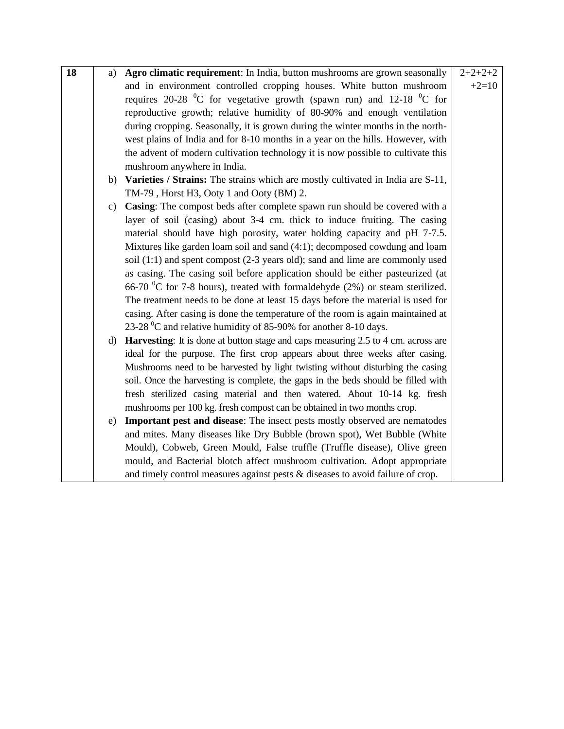| | | | |
|---|---|---|---|
| **18** | a) | **Agro climatic requirement**: In India, button mushrooms are grown seasonally and in environment controlled cropping houses. White button mushroom requires 20-28 $^0$C for vegetative growth (spawn run) and 12-18 $^0$C for reproductive growth; relative humidity of 80-90% and enough ventilation during cropping. Seasonally, it is grown during the winter months in the north-west plains of India and for 8-10 months in a year on the hills. However, with the advent of modern cultivation technology it is now possible to cultivate this mushroom anywhere in India. | 2+2+2+2 +2=10 |
| | b) | **Varieties / Strains:** The strains which are mostly cultivated in India are S-11, TM-79 , Horst H3, Ooty 1 and Ooty (BM) 2. | |
| | c) | **Casing**: The compost beds after complete spawn run should be covered with a layer of soil (casing) about 3-4 cm. thick to induce fruiting. The casing material should have high porosity, water holding capacity and pH 7-7.5. Mixtures like garden loam soil and sand (4:1); decomposed cowdung and loam soil (1:1) and spent compost (2-3 years old); sand and lime are commonly used as casing. The casing soil before application should be either pasteurized (at 66-70 $^0$C for 7-8 hours), treated with formaldehyde (2%) or steam sterilized. The treatment needs to be done at least 15 days before the material is used for casing. After casing is done the temperature of the room is again maintained at 23-28 $^0$C and relative humidity of 85-90% for another 8-10 days. | |
| | d) | **Harvesting**: It is done at button stage and caps measuring 2.5 to 4 cm. across are ideal for the purpose. The first crop appears about three weeks after casing. Mushrooms need to be harvested by light twisting without disturbing the casing soil. Once the harvesting is complete, the gaps in the beds should be filled with fresh sterilized casing material and then watered. About 10-14 kg. fresh mushrooms per 100 kg. fresh compost can be obtained in two months crop. | |
| | e) | **Important pest and disease**: The insect pests mostly observed are nematodes and mites. Many diseases like Dry Bubble (brown spot), Wet Bubble (White Mould), Cobweb, Green Mould, False truffle (Truffle disease), Olive green mould, and Bacterial blotch affect mushroom cultivation. Adopt appropriate and timely control measures against pests & diseases to avoid failure of crop. | |